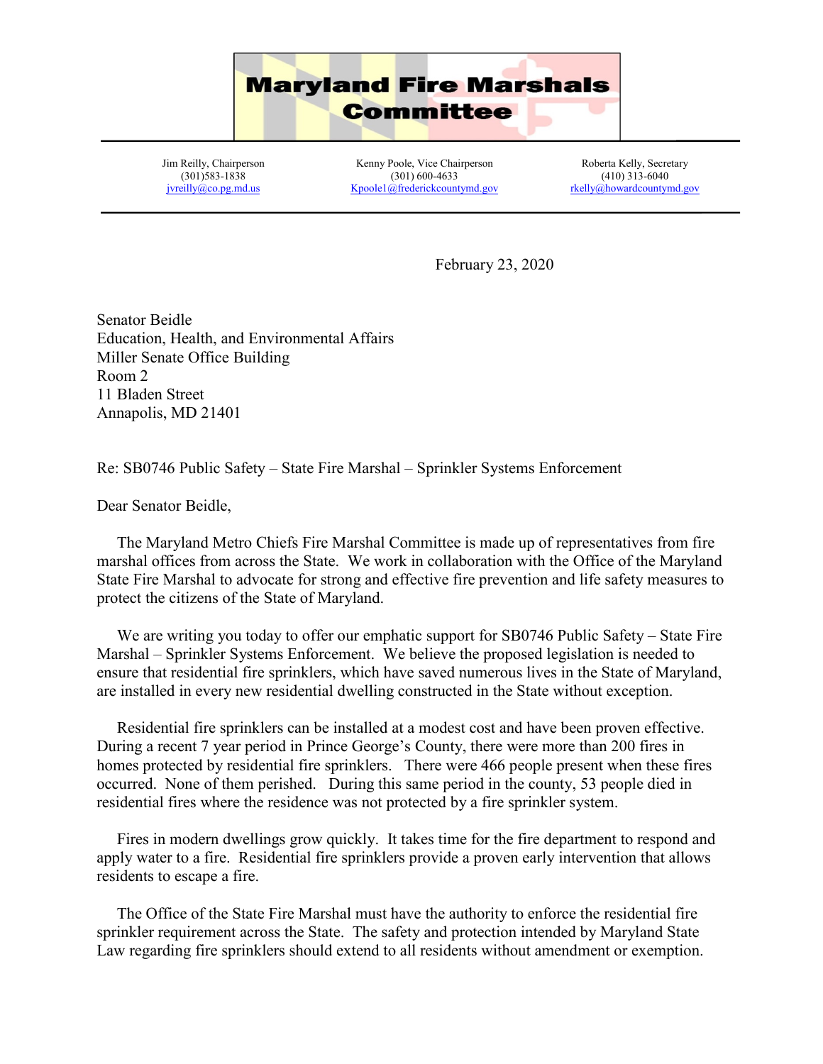# Maryland Fire Marshals Committee

Jim Reilly, Chairperson
(301)583-1838
jvreilly@co.pg.md.us

Kenny Poole, Vice Chairperson
(301) 600-4633
Kpoole1@frederickcountymd.gov

Roberta Kelly, Secretary
(410) 313-6040
rkelly@howardcountymd.gov

---

February 23, 2020

Senator Beidle
Education, Health, and Environmental Affairs
Miller Senate Office Building
Room 2
11 Bladen Street
Annapolis, MD 21401

Re: SB0746 Public Safety – State Fire Marshal – Sprinkler Systems Enforcement

Dear Senator Beidle,

The Maryland Metro Chiefs Fire Marshal Committee is made up of representatives from fire marshal offices from across the State. We work in collaboration with the Office of the Maryland State Fire Marshal to advocate for strong and effective fire prevention and life safety measures to protect the citizens of the State of Maryland.

We are writing you today to offer our emphatic support for SB0746 Public Safety – State Fire Marshal – Sprinkler Systems Enforcement. We believe the proposed legislation is needed to ensure that residential fire sprinklers, which have saved numerous lives in the State of Maryland, are installed in every new residential dwelling constructed in the State without exception.

Residential fire sprinklers can be installed at a modest cost and have been proven effective. During a recent 7 year period in Prince George's County, there were more than 200 fires in homes protected by residential fire sprinklers. There were 466 people present when these fires occurred. None of them perished. During this same period in the county, 53 people died in residential fires where the residence was not protected by a fire sprinkler system.

Fires in modern dwellings grow quickly. It takes time for the fire department to respond and apply water to a fire. Residential fire sprinklers provide a proven early intervention that allows residents to escape a fire.

The Office of the State Fire Marshal must have the authority to enforce the residential fire sprinkler requirement across the State. The safety and protection intended by Maryland State Law regarding fire sprinklers should extend to all residents without amendment or exemption.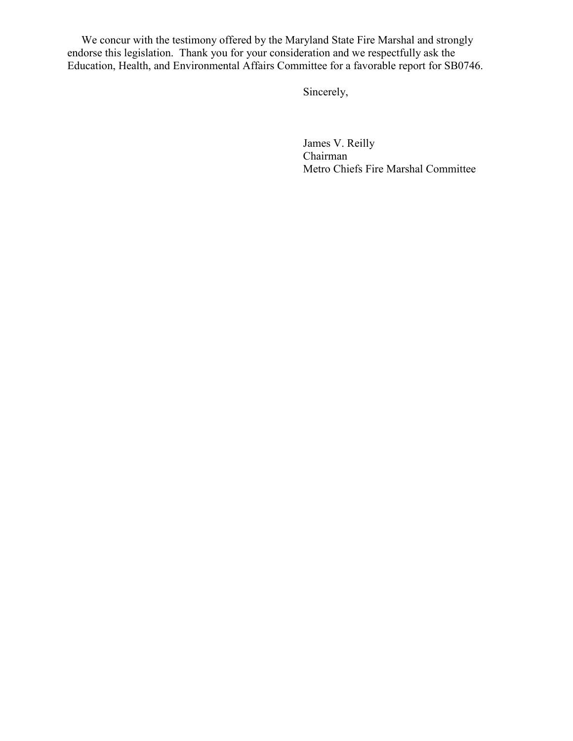We concur with the testimony offered by the Maryland State Fire Marshal and strongly endorse this legislation. Thank you for your consideration and we respectfully ask the Education, Health, and Environmental Affairs Committee for a favorable report for SB0746.

Sincerely,

James V. Reilly
Chairman
Metro Chiefs Fire Marshal Committee